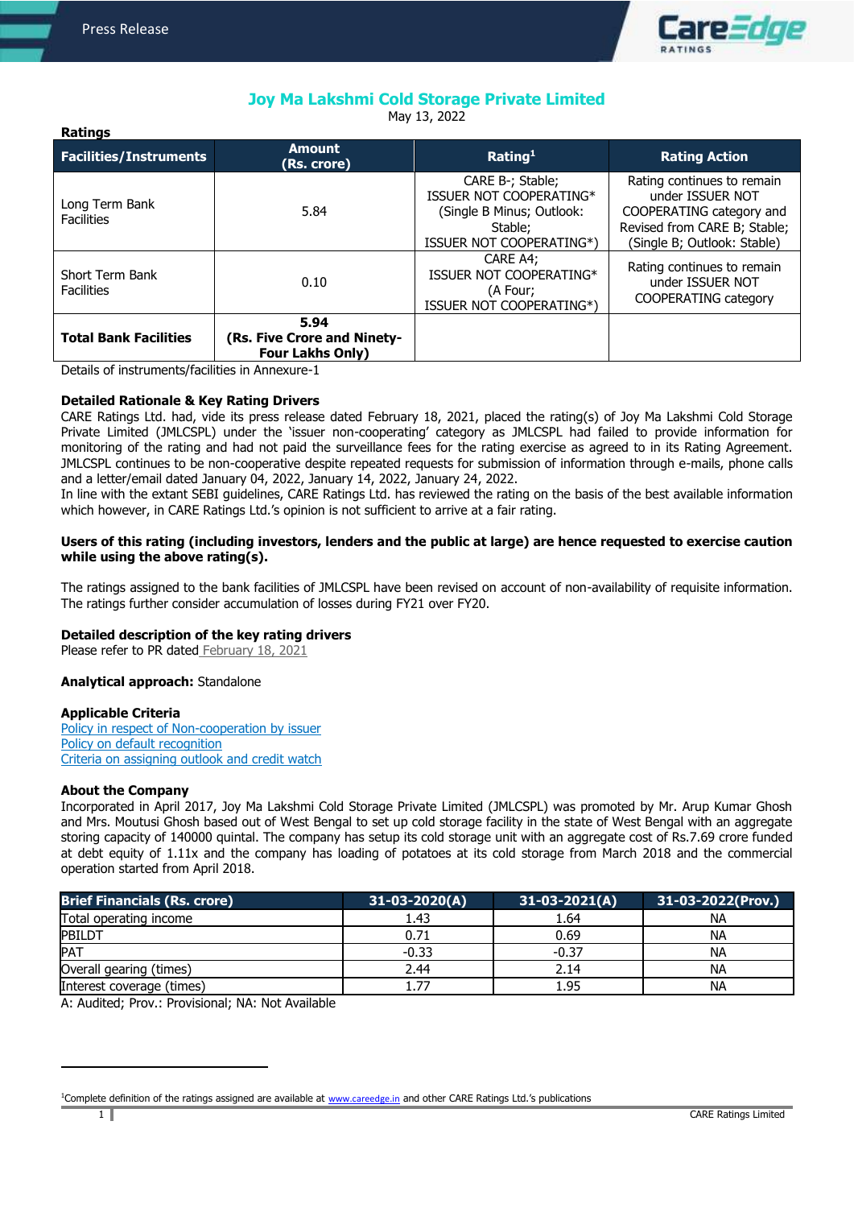# Joy Ma Lakshmi Cold Storage Private Limited

May 13, 2022

**Ratings**

| Facilities/Instruments | Amount (Rs. crore) | Rating[1] | Rating Action |
|---|---|---|---|
| Long Term Bank Facilities | 5.84 | CARE B-; Stable; ISSUER NOT COOPERATING* (Single B Minus; Outlook: Stable; ISSUER NOT COOPERATING*) | Rating continues to remain under ISSUER NOT COOPERATING category and Revised from CARE B; Stable; (Single B; Outlook: Stable) |
| Short Term Bank Facilities | 0.10 | CARE A4; ISSUER NOT COOPERATING* (A Four; ISSUER NOT COOPERATING*) | Rating continues to remain under ISSUER NOT COOPERATING category |
| **Total Bank Facilities** | **5.94 (Rs. Five Crore and Ninety-Four Lakhs Only)** | | |

Details of instruments/facilities in Annexure-1

**Detailed Rationale & Key Rating Drivers**

CARE Ratings Ltd. had, vide its press release dated February 18, 2021, placed the rating(s) of Joy Ma Lakshmi Cold Storage Private Limited (JMLCSPL) under the 'issuer non-cooperating' category as JMLCSPL had failed to provide information for monitoring of the rating and had not paid the surveillance fees for the rating exercise as agreed to in its Rating Agreement. JMLCSPL continues to be non-cooperative despite repeated requests for submission of information through e-mails, phone calls and a letter/email dated January 04, 2022, January 14, 2022, January 24, 2022.

In line with the extant SEBI guidelines, CARE Ratings Ltd. has reviewed the rating on the basis of the best available information which however, in CARE Ratings Ltd.'s opinion is not sufficient to arrive at a fair rating.

**Users of this rating (including investors, lenders and the public at large) are hence requested to exercise caution while using the above rating(s).**

The ratings assigned to the bank facilities of JMLCSPL have been revised on account of non-availability of requisite information. The ratings further consider accumulation of losses during FY21 over FY20.

**Detailed description of the key rating drivers**

Please refer to PR dated February 18, 2021

**Analytical approach:** Standalone

**Applicable Criteria**

Policy in respect of Non-cooperation by issuer
Policy on default recognition
Criteria on assigning outlook and credit watch

**About the Company**

Incorporated in April 2017, Joy Ma Lakshmi Cold Storage Private Limited (JMLCSPL) was promoted by Mr. Arup Kumar Ghosh and Mrs. Moutusi Ghosh based out of West Bengal to set up cold storage facility in the state of West Bengal with an aggregate storing capacity of 140000 quintal. The company has setup its cold storage unit with an aggregate cost of Rs.7.69 crore funded at debt equity of 1.11x and the company has loading of potatoes at its cold storage from March 2018 and the commercial operation started from April 2018.

| Brief Financials (Rs. crore) | 31-03-2020(A) | 31-03-2021(A) | 31-03-2022(Prov.) |
|---|---|---|---|
| Total operating income | 1.43 | 1.64 | NA |
| PBILDT | 0.71 | 0.69 | NA |
| PAT | -0.33 | -0.37 | NA |
| Overall gearing (times) | 2.44 | 2.14 | NA |
| Interest coverage (times) | 1.77 | 1.95 | NA |

A: Audited; Prov.: Provisional; NA: Not Available

[1]Complete definition of the ratings assigned are available at www.careedge.in and other CARE Ratings Ltd.'s publications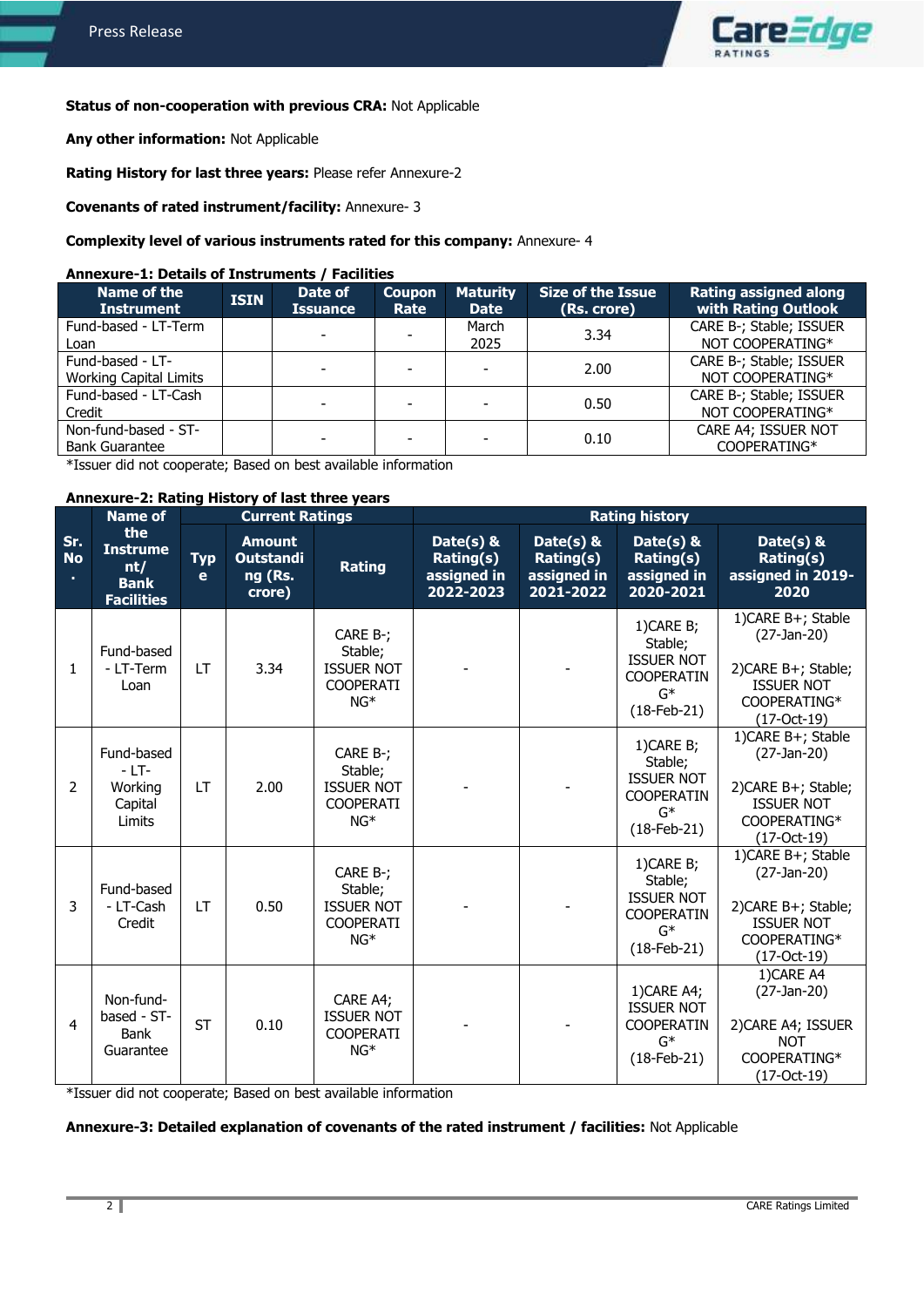**Status of non-cooperation with previous CRA:** Not Applicable

**Any other information:** Not Applicable

**Rating History for last three years:** Please refer Annexure-2

**Covenants of rated instrument/facility:** Annexure- 3

**Complexity level of various instruments rated for this company:** Annexure- 4

**Annexure-1: Details of Instruments / Facilities**

| Name of the Instrument | ISIN | Date of Issuance | Coupon Rate | Maturity Date | Size of the Issue (Rs. crore) | Rating assigned along with Rating Outlook |
|---|---|---|---|---|---|---|
| Fund-based - LT-Term Loan | | - | - | March 2025 | 3.34 | CARE B-; Stable; ISSUER NOT COOPERATING* |
| Fund-based - LT-Working Capital Limits | | - | - | - | 2.00 | CARE B-; Stable; ISSUER NOT COOPERATING* |
| Fund-based - LT-Cash Credit | | - | - | - | 0.50 | CARE B-; Stable; ISSUER NOT COOPERATING* |
| Non-fund-based - ST-Bank Guarantee | | - | - | - | 0.10 | CARE A4; ISSUER NOT COOPERATING* |

*Issuer did not cooperate; Based on best available information

**Annexure-2: Rating History of last three years**

| Sr. No. | Name of the Instrument/ Bank Facilities | Current Ratings | | | Rating history | | | |
|---|---|---|---|---|---|---|---|---|
| | | Type | Amount Outstanding (Rs. crore) | Rating | Date(s) & Rating(s) assigned in 2022-2023 | Date(s) & Rating(s) assigned in 2021-2022 | Date(s) & Rating(s) assigned in 2020-2021 | Date(s) & Rating(s) assigned in 2019-2020 |
| 1 | Fund-based - LT-Term Loan | LT | 3.34 | CARE B-; Stable; ISSUER NOT COOPERATING* | - | - | 1)CARE B; Stable; ISSUER NOT COOPERATING* (18-Feb-21) | 1)CARE B+; Stable (27-Jan-20) 2)CARE B+; Stable; ISSUER NOT COOPERATING* (17-Oct-19) |
| 2 | Fund-based - LT-Working Capital Limits | LT | 2.00 | CARE B-; Stable; ISSUER NOT COOPERATING* | - | - | 1)CARE B; Stable; ISSUER NOT COOPERATING* (18-Feb-21) | 1)CARE B+; Stable (27-Jan-20) 2)CARE B+; Stable; ISSUER NOT COOPERATING* (17-Oct-19) |
| 3 | Fund-based - LT-Cash Credit | LT | 0.50 | CARE B-; Stable; ISSUER NOT COOPERATING* | - | - | 1)CARE B; Stable; ISSUER NOT COOPERATING* (18-Feb-21) | 1)CARE B+; Stable (27-Jan-20) 2)CARE B+; Stable; ISSUER NOT COOPERATING* (17-Oct-19) |
| 4 | Non-fund-based - ST-Bank Guarantee | ST | 0.10 | CARE A4; ISSUER NOT COOPERATING* | - | - | 1)CARE A4; ISSUER NOT COOPERATING* (18-Feb-21) | 1)CARE A4 (27-Jan-20) 2)CARE A4; ISSUER NOT COOPERATING* (17-Oct-19) |

*Issuer did not cooperate; Based on best available information

**Annexure-3: Detailed explanation of covenants of the rated instrument / facilities:** Not Applicable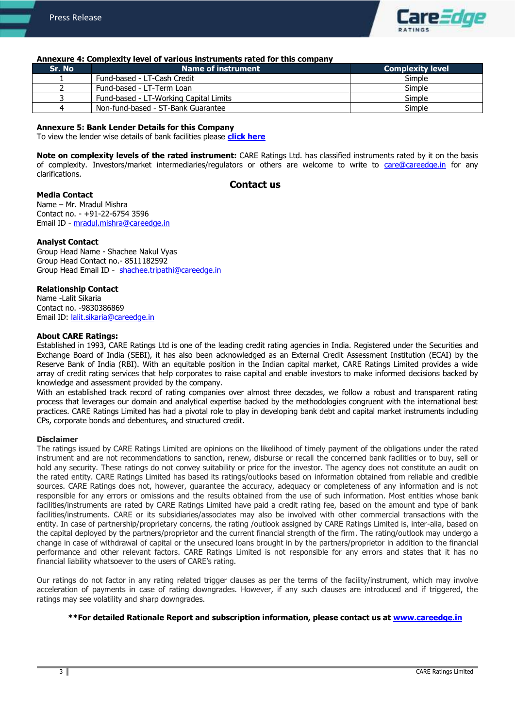**Annexure 4: Complexity level of various instruments rated for this company**

| Sr. No | Name of instrument | Complexity level |
|---|---|---|
| 1 | Fund-based - LT-Cash Credit | Simple |
| 2 | Fund-based - LT-Term Loan | Simple |
| 3 | Fund-based - LT-Working Capital Limits | Simple |
| 4 | Non-fund-based - ST-Bank Guarantee | Simple |

**Annexure 5: Bank Lender Details for this Company**

To view the lender wise details of bank facilities please **click here**

**Note on complexity levels of the rated instrument:** CARE Ratings Ltd. has classified instruments rated by it on the basis of complexity. Investors/market intermediaries/regulators or others are welcome to write to care@careedge.in for any clarifications.

## Contact us

**Media Contact**
Name – Mr. Mradul Mishra
Contact no. - +91-22-6754 3596
Email ID - mradul.mishra@careedge.in

**Analyst Contact**
Group Head Name - Shachee Nakul Vyas
Group Head Contact no.- 8511182592
Group Head Email ID - shachee.tripathi@careedge.in

**Relationship Contact**
Name -Lalit Sikaria
Contact no. -9830386869
Email ID: lalit.sikaria@careedge.in

**About CARE Ratings:**

Established in 1993, CARE Ratings Ltd is one of the leading credit rating agencies in India. Registered under the Securities and Exchange Board of India (SEBI), it has also been acknowledged as an External Credit Assessment Institution (ECAI) by the Reserve Bank of India (RBI). With an equitable position in the Indian capital market, CARE Ratings Limited provides a wide array of credit rating services that help corporates to raise capital and enable investors to make informed decisions backed by knowledge and assessment provided by the company.

With an established track record of rating companies over almost three decades, we follow a robust and transparent rating process that leverages our domain and analytical expertise backed by the methodologies congruent with the international best practices. CARE Ratings Limited has had a pivotal role to play in developing bank debt and capital market instruments including CPs, corporate bonds and debentures, and structured credit.

**Disclaimer**

The ratings issued by CARE Ratings Limited are opinions on the likelihood of timely payment of the obligations under the rated instrument and are not recommendations to sanction, renew, disburse or recall the concerned bank facilities or to buy, sell or hold any security. These ratings do not convey suitability or price for the investor. The agency does not constitute an audit on the rated entity. CARE Ratings Limited has based its ratings/outlooks based on information obtained from reliable and credible sources. CARE Ratings does not, however, guarantee the accuracy, adequacy or completeness of any information and is not responsible for any errors or omissions and the results obtained from the use of such information. Most entities whose bank facilities/instruments are rated by CARE Ratings Limited have paid a credit rating fee, based on the amount and type of bank facilities/instruments. CARE or its subsidiaries/associates may also be involved with other commercial transactions with the entity. In case of partnership/proprietary concerns, the rating /outlook assigned by CARE Ratings Limited is, inter-alia, based on the capital deployed by the partners/proprietor and the current financial strength of the firm. The rating/outlook may undergo a change in case of withdrawal of capital or the unsecured loans brought in by the partners/proprietor in addition to the financial performance and other relevant factors. CARE Ratings Limited is not responsible for any errors and states that it has no financial liability whatsoever to the users of CARE's rating.

Our ratings do not factor in any rating related trigger clauses as per the terms of the facility/instrument, which may involve acceleration of payments in case of rating downgrades. However, if any such clauses are introduced and if triggered, the ratings may see volatility and sharp downgrades.

**\*\*For detailed Rationale Report and subscription information, please contact us at www.careedge.in**